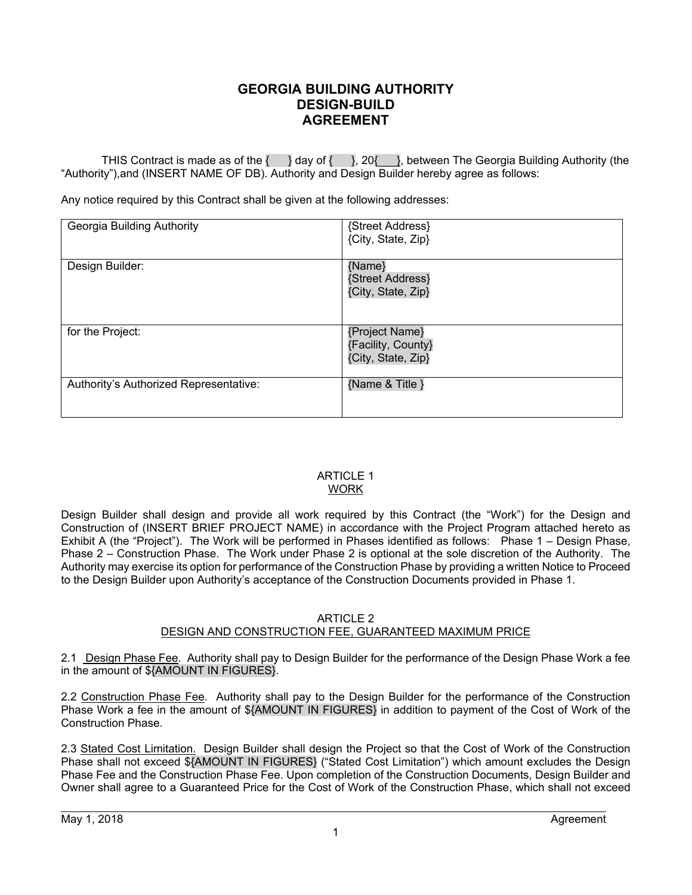# GEORGIA BUILDING AUTHORITY DESIGN-BUILD AGREEMENT

THIS Contract is made as of the { } day of { }, 20{___}, between The Georgia Building Authority (the "Authority"),and (INSERT NAME OF DB). Authority and Design Builder hereby agree as follows:

Any notice required by this Contract shall be given at the following addresses:

| | |
|---|---|
| Georgia Building Authority | {Street Address}<br>{City, State, Zip} |
| Design Builder: | {Name}<br>{Street Address}<br>{City, State, Zip} |
| for the Project: | {Project Name}<br>{Facility, County}<br>{City, State, Zip} |
| Authority's Authorized Representative: | {Name & Title } |

## ARTICLE 1
## WORK

Design Builder shall design and provide all work required by this Contract (the "Work") for the Design and Construction of (INSERT BRIEF PROJECT NAME) in accordance with the Project Program attached hereto as Exhibit A (the "Project"). The Work will be performed in Phases identified as follows: Phase 1 – Design Phase, Phase 2 – Construction Phase. The Work under Phase 2 is optional at the sole discretion of the Authority. The Authority may exercise its option for performance of the Construction Phase by providing a written Notice to Proceed to the Design Builder upon Authority's acceptance of the Construction Documents provided in Phase 1.

## ARTICLE 2
## DESIGN AND CONSTRUCTION FEE, GUARANTEED MAXIMUM PRICE

2.1 Design Phase Fee. Authority shall pay to Design Builder for the performance of the Design Phase Work a fee in the amount of ${AMOUNT IN FIGURES}.

2.2 Construction Phase Fee. Authority shall pay to the Design Builder for the performance of the Construction Phase Work a fee in the amount of ${AMOUNT IN FIGURES} in addition to payment of the Cost of Work of the Construction Phase.

2.3 Stated Cost Limitation. Design Builder shall design the Project so that the Cost of Work of the Construction Phase shall not exceed ${AMOUNT IN FIGURES} ("Stated Cost Limitation") which amount excludes the Design Phase Fee and the Construction Phase Fee. Upon completion of the Construction Documents, Design Builder and Owner shall agree to a Guaranteed Price for the Cost of Work of the Construction Phase, which shall not exceed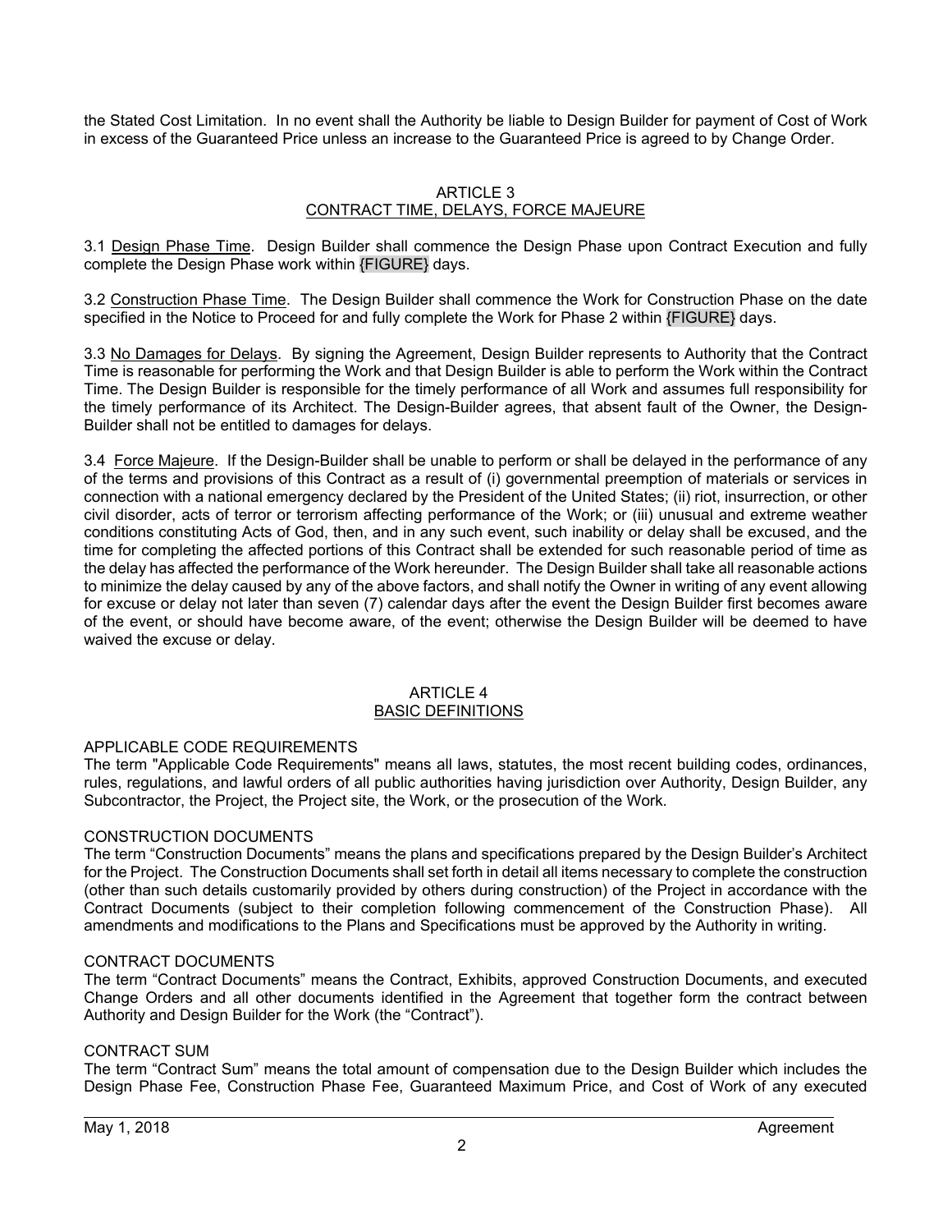the Stated Cost Limitation. In no event shall the Authority be liable to Design Builder for payment of Cost of Work in excess of the Guaranteed Price unless an increase to the Guaranteed Price is agreed to by Change Order.

## ARTICLE 3
## CONTRACT TIME, DELAYS, FORCE MAJEURE

3.1 Design Phase Time. Design Builder shall commence the Design Phase upon Contract Execution and fully complete the Design Phase work within {FIGURE} days.

3.2 Construction Phase Time. The Design Builder shall commence the Work for Construction Phase on the date specified in the Notice to Proceed for and fully complete the Work for Phase 2 within {FIGURE} days.

3.3 No Damages for Delays. By signing the Agreement, Design Builder represents to Authority that the Contract Time is reasonable for performing the Work and that Design Builder is able to perform the Work within the Contract Time. The Design Builder is responsible for the timely performance of all Work and assumes full responsibility for the timely performance of its Architect. The Design-Builder agrees, that absent fault of the Owner, the Design-Builder shall not be entitled to damages for delays.

3.4 Force Majeure. If the Design-Builder shall be unable to perform or shall be delayed in the performance of any of the terms and provisions of this Contract as a result of (i) governmental preemption of materials or services in connection with a national emergency declared by the President of the United States; (ii) riot, insurrection, or other civil disorder, acts of terror or terrorism affecting performance of the Work; or (iii) unusual and extreme weather conditions constituting Acts of God, then, and in any such event, such inability or delay shall be excused, and the time for completing the affected portions of this Contract shall be extended for such reasonable period of time as the delay has affected the performance of the Work hereunder. The Design Builder shall take all reasonable actions to minimize the delay caused by any of the above factors, and shall notify the Owner in writing of any event allowing for excuse or delay not later than seven (7) calendar days after the event the Design Builder first becomes aware of the event, or should have become aware, of the event; otherwise the Design Builder will be deemed to have waived the excuse or delay.

## ARTICLE 4
## BASIC DEFINITIONS

APPLICABLE CODE REQUIREMENTS
The term "Applicable Code Requirements" means all laws, statutes, the most recent building codes, ordinances, rules, regulations, and lawful orders of all public authorities having jurisdiction over Authority, Design Builder, any Subcontractor, the Project, the Project site, the Work, or the prosecution of the Work.

CONSTRUCTION DOCUMENTS
The term "Construction Documents" means the plans and specifications prepared by the Design Builder's Architect for the Project. The Construction Documents shall set forth in detail all items necessary to complete the construction (other than such details customarily provided by others during construction) of the Project in accordance with the Contract Documents (subject to their completion following commencement of the Construction Phase). All amendments and modifications to the Plans and Specifications must be approved by the Authority in writing.

CONTRACT DOCUMENTS
The term "Contract Documents" means the Contract, Exhibits, approved Construction Documents, and executed Change Orders and all other documents identified in the Agreement that together form the contract between Authority and Design Builder for the Work (the "Contract").

CONTRACT SUM
The term "Contract Sum" means the total amount of compensation due to the Design Builder which includes the Design Phase Fee, Construction Phase Fee, Guaranteed Maximum Price, and Cost of Work of any executed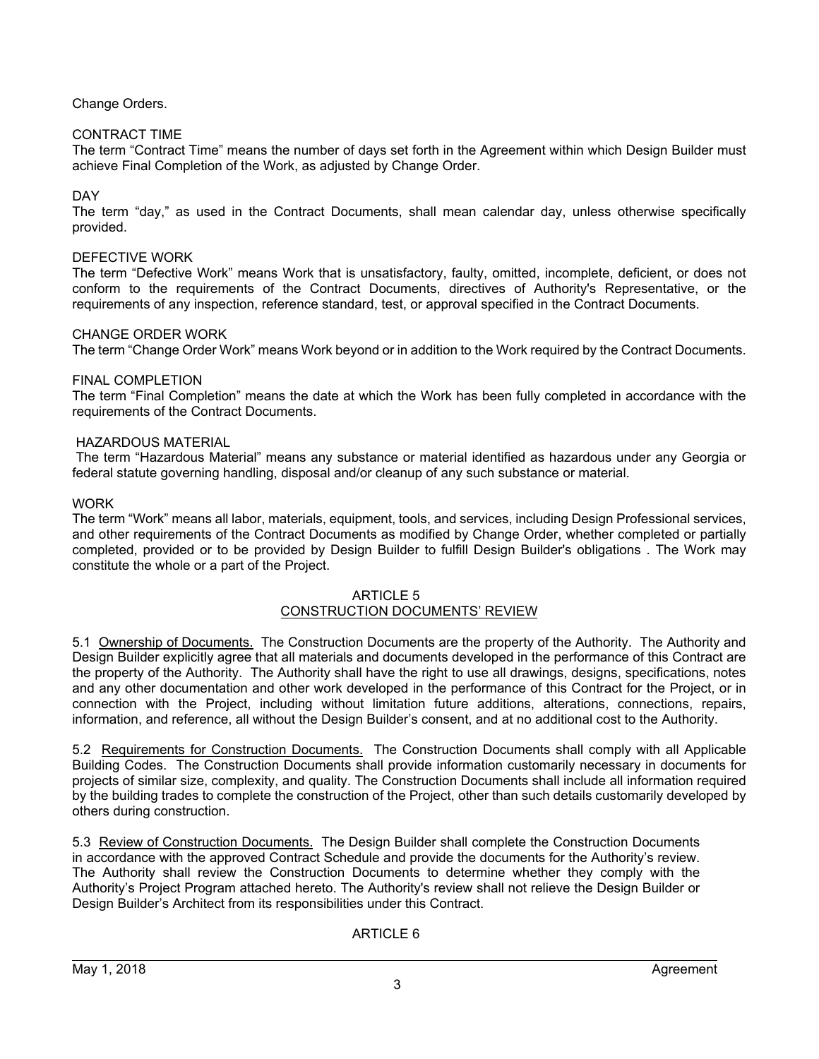Change Orders.

CONTRACT TIME

The term “Contract Time” means the number of days set forth in the Agreement within which Design Builder must achieve Final Completion of the Work, as adjusted by Change Order.

DAY

The term “day,” as used in the Contract Documents, shall mean calendar day, unless otherwise specifically provided.

DEFECTIVE WORK

The term “Defective Work” means Work that is unsatisfactory, faulty, omitted, incomplete, deficient, or does not conform to the requirements of the Contract Documents, directives of Authority's Representative, or the requirements of any inspection, reference standard, test, or approval specified in the Contract Documents.

CHANGE ORDER WORK

The term “Change Order Work” means Work beyond or in addition to the Work required by the Contract Documents.

FINAL COMPLETION

The term “Final Completion” means the date at which the Work has been fully completed in accordance with the requirements of the Contract Documents.

HAZARDOUS MATERIAL

The term “Hazardous Material” means any substance or material identified as hazardous under any Georgia or federal statute governing handling, disposal and/or cleanup of any such substance or material.

WORK

The term “Work” means all labor, materials, equipment, tools, and services, including Design Professional services, and other requirements of the Contract Documents as modified by Change Order, whether completed or partially completed, provided or to be provided by Design Builder to fulfill Design Builder's obligations . The Work may constitute the whole or a part of the Project.

## ARTICLE 5
## CONSTRUCTION DOCUMENTS’ REVIEW

5.1 Ownership of Documents. The Construction Documents are the property of the Authority. The Authority and Design Builder explicitly agree that all materials and documents developed in the performance of this Contract are the property of the Authority. The Authority shall have the right to use all drawings, designs, specifications, notes and any other documentation and other work developed in the performance of this Contract for the Project, or in connection with the Project, including without limitation future additions, alterations, connections, repairs, information, and reference, all without the Design Builder’s consent, and at no additional cost to the Authority.

5.2 Requirements for Construction Documents. The Construction Documents shall comply with all Applicable Building Codes. The Construction Documents shall provide information customarily necessary in documents for projects of similar size, complexity, and quality. The Construction Documents shall include all information required by the building trades to complete the construction of the Project, other than such details customarily developed by others during construction.

5.3 Review of Construction Documents. The Design Builder shall complete the Construction Documents in accordance with the approved Contract Schedule and provide the documents for the Authority’s review. The Authority shall review the Construction Documents to determine whether they comply with the Authority’s Project Program attached hereto. The Authority's review shall not relieve the Design Builder or Design Builder’s Architect from its responsibilities under this Contract.

## ARTICLE 6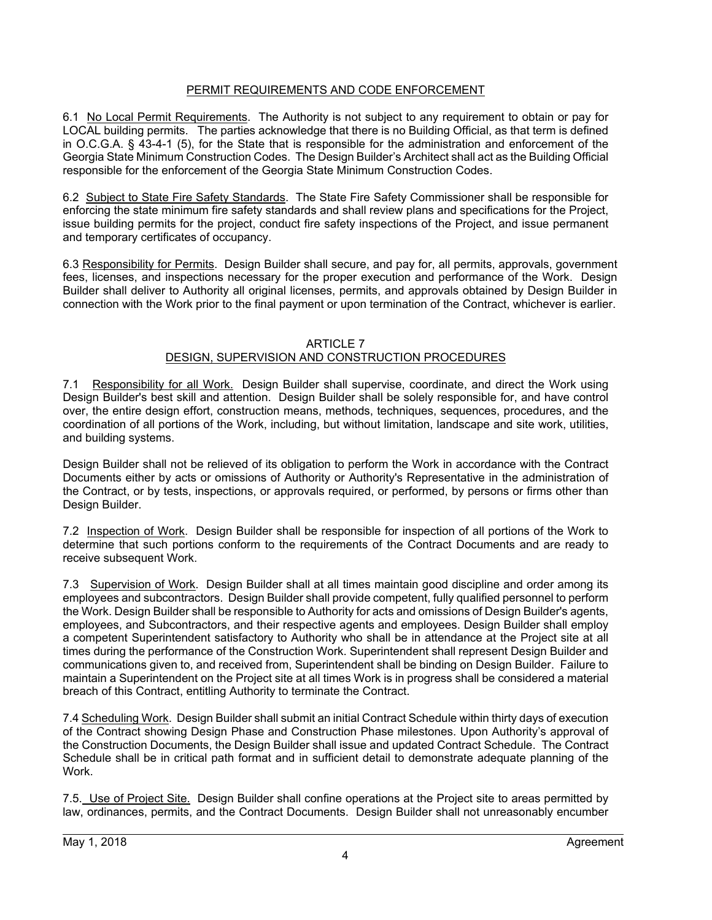## PERMIT REQUIREMENTS AND CODE ENFORCEMENT

6.1 No Local Permit Requirements. The Authority is not subject to any requirement to obtain or pay for LOCAL building permits. The parties acknowledge that there is no Building Official, as that term is defined in O.C.G.A. § 43-4-1 (5), for the State that is responsible for the administration and enforcement of the Georgia State Minimum Construction Codes. The Design Builder's Architect shall act as the Building Official responsible for the enforcement of the Georgia State Minimum Construction Codes.

6.2 Subject to State Fire Safety Standards. The State Fire Safety Commissioner shall be responsible for enforcing the state minimum fire safety standards and shall review plans and specifications for the Project, issue building permits for the project, conduct fire safety inspections of the Project, and issue permanent and temporary certificates of occupancy.

6.3 Responsibility for Permits. Design Builder shall secure, and pay for, all permits, approvals, government fees, licenses, and inspections necessary for the proper execution and performance of the Work. Design Builder shall deliver to Authority all original licenses, permits, and approvals obtained by Design Builder in connection with the Work prior to the final payment or upon termination of the Contract, whichever is earlier.

## ARTICLE 7
## DESIGN, SUPERVISION AND CONSTRUCTION PROCEDURES

7.1 Responsibility for all Work. Design Builder shall supervise, coordinate, and direct the Work using Design Builder's best skill and attention. Design Builder shall be solely responsible for, and have control over, the entire design effort, construction means, methods, techniques, sequences, procedures, and the coordination of all portions of the Work, including, but without limitation, landscape and site work, utilities, and building systems.

Design Builder shall not be relieved of its obligation to perform the Work in accordance with the Contract Documents either by acts or omissions of Authority or Authority's Representative in the administration of the Contract, or by tests, inspections, or approvals required, or performed, by persons or firms other than Design Builder.

7.2 Inspection of Work. Design Builder shall be responsible for inspection of all portions of the Work to determine that such portions conform to the requirements of the Contract Documents and are ready to receive subsequent Work.

7.3 Supervision of Work. Design Builder shall at all times maintain good discipline and order among its employees and subcontractors. Design Builder shall provide competent, fully qualified personnel to perform the Work. Design Builder shall be responsible to Authority for acts and omissions of Design Builder's agents, employees, and Subcontractors, and their respective agents and employees. Design Builder shall employ a competent Superintendent satisfactory to Authority who shall be in attendance at the Project site at all times during the performance of the Construction Work. Superintendent shall represent Design Builder and communications given to, and received from, Superintendent shall be binding on Design Builder. Failure to maintain a Superintendent on the Project site at all times Work is in progress shall be considered a material breach of this Contract, entitling Authority to terminate the Contract.

7.4 Scheduling Work. Design Builder shall submit an initial Contract Schedule within thirty days of execution of the Contract showing Design Phase and Construction Phase milestones. Upon Authority's approval of the Construction Documents, the Design Builder shall issue and updated Contract Schedule. The Contract Schedule shall be in critical path format and in sufficient detail to demonstrate adequate planning of the Work.

7.5. Use of Project Site. Design Builder shall confine operations at the Project site to areas permitted by law, ordinances, permits, and the Contract Documents. Design Builder shall not unreasonably encumber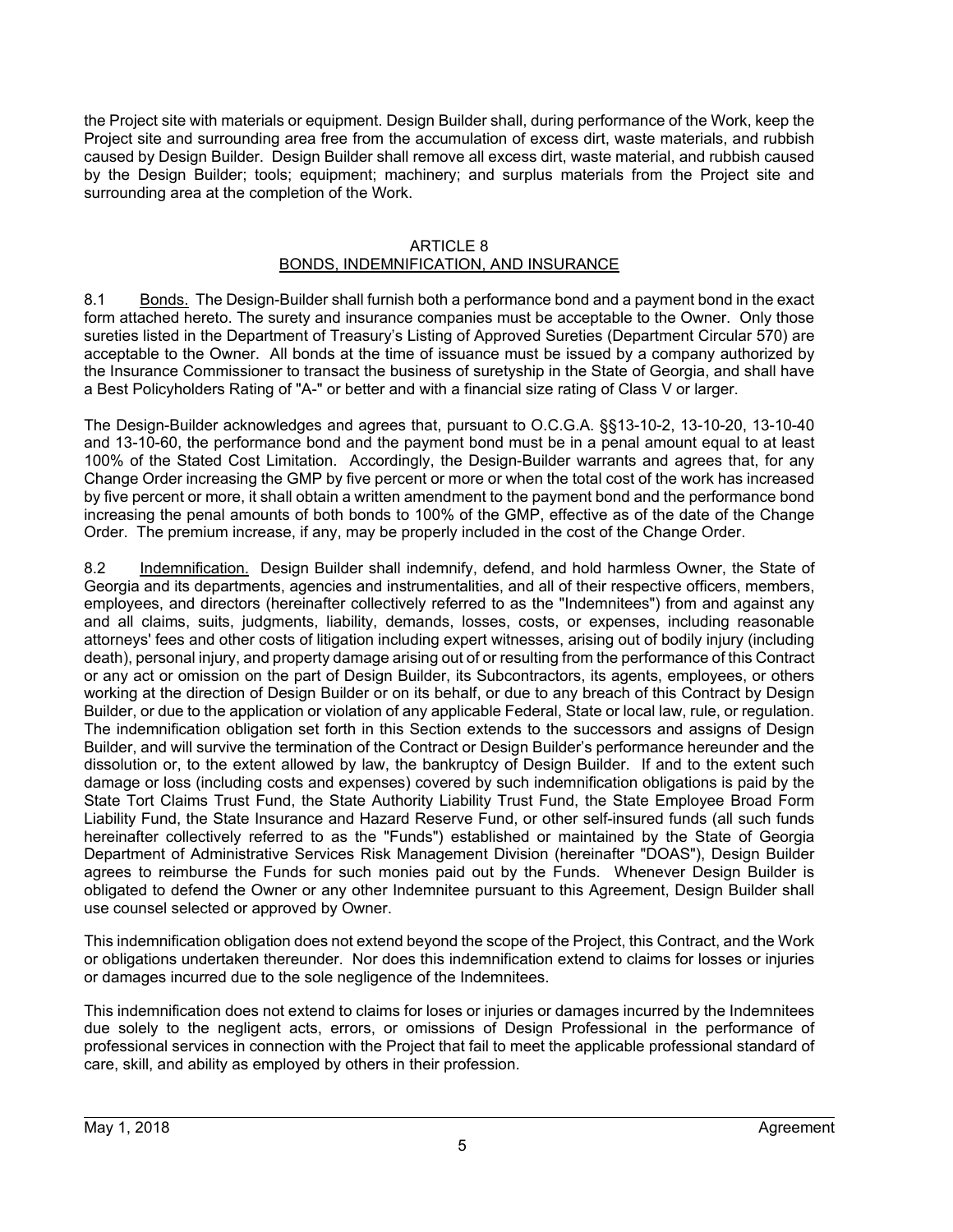the Project site with materials or equipment. Design Builder shall, during performance of the Work, keep the Project site and surrounding area free from the accumulation of excess dirt, waste materials, and rubbish caused by Design Builder. Design Builder shall remove all excess dirt, waste material, and rubbish caused by the Design Builder; tools; equipment; machinery; and surplus materials from the Project site and surrounding area at the completion of the Work.

## ARTICLE 8
## BONDS, INDEMNIFICATION, AND INSURANCE

8.1 Bonds. The Design-Builder shall furnish both a performance bond and a payment bond in the exact form attached hereto. The surety and insurance companies must be acceptable to the Owner. Only those sureties listed in the Department of Treasury's Listing of Approved Sureties (Department Circular 570) are acceptable to the Owner. All bonds at the time of issuance must be issued by a company authorized by the Insurance Commissioner to transact the business of suretyship in the State of Georgia, and shall have a Best Policyholders Rating of "A-" or better and with a financial size rating of Class V or larger.

The Design-Builder acknowledges and agrees that, pursuant to O.C.G.A. §§13-10-2, 13-10-20, 13-10-40 and 13-10-60, the performance bond and the payment bond must be in a penal amount equal to at least 100% of the Stated Cost Limitation. Accordingly, the Design-Builder warrants and agrees that, for any Change Order increasing the GMP by five percent or more or when the total cost of the work has increased by five percent or more, it shall obtain a written amendment to the payment bond and the performance bond increasing the penal amounts of both bonds to 100% of the GMP, effective as of the date of the Change Order. The premium increase, if any, may be properly included in the cost of the Change Order.

8.2 Indemnification. Design Builder shall indemnify, defend, and hold harmless Owner, the State of Georgia and its departments, agencies and instrumentalities, and all of their respective officers, members, employees, and directors (hereinafter collectively referred to as the "Indemnitees") from and against any and all claims, suits, judgments, liability, demands, losses, costs, or expenses, including reasonable attorneys' fees and other costs of litigation including expert witnesses, arising out of bodily injury (including death), personal injury, and property damage arising out of or resulting from the performance of this Contract or any act or omission on the part of Design Builder, its Subcontractors, its agents, employees, or others working at the direction of Design Builder or on its behalf, or due to any breach of this Contract by Design Builder, or due to the application or violation of any applicable Federal, State or local law, rule, or regulation. The indemnification obligation set forth in this Section extends to the successors and assigns of Design Builder, and will survive the termination of the Contract or Design Builder's performance hereunder and the dissolution or, to the extent allowed by law, the bankruptcy of Design Builder. If and to the extent such damage or loss (including costs and expenses) covered by such indemnification obligations is paid by the State Tort Claims Trust Fund, the State Authority Liability Trust Fund, the State Employee Broad Form Liability Fund, the State Insurance and Hazard Reserve Fund, or other self-insured funds (all such funds hereinafter collectively referred to as the "Funds") established or maintained by the State of Georgia Department of Administrative Services Risk Management Division (hereinafter "DOAS"), Design Builder agrees to reimburse the Funds for such monies paid out by the Funds. Whenever Design Builder is obligated to defend the Owner or any other Indemnitee pursuant to this Agreement, Design Builder shall use counsel selected or approved by Owner.

This indemnification obligation does not extend beyond the scope of the Project, this Contract, and the Work or obligations undertaken thereunder. Nor does this indemnification extend to claims for losses or injuries or damages incurred due to the sole negligence of the Indemnitees.

This indemnification does not extend to claims for loses or injuries or damages incurred by the Indemnitees due solely to the negligent acts, errors, or omissions of Design Professional in the performance of professional services in connection with the Project that fail to meet the applicable professional standard of care, skill, and ability as employed by others in their profession.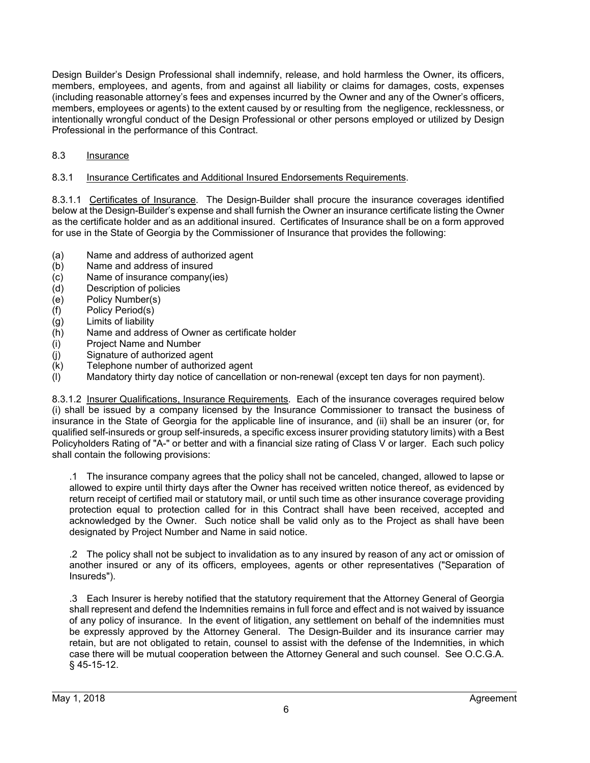Design Builder's Design Professional shall indemnify, release, and hold harmless the Owner, its officers, members, employees, and agents, from and against all liability or claims for damages, costs, expenses (including reasonable attorney's fees and expenses incurred by the Owner and any of the Owner's officers, members, employees or agents) to the extent caused by or resulting from the negligence, recklessness, or intentionally wrongful conduct of the Design Professional or other persons employed or utilized by Design Professional in the performance of this Contract.

8.3 Insurance

8.3.1 Insurance Certificates and Additional Insured Endorsements Requirements.

8.3.1.1 Certificates of Insurance. The Design-Builder shall procure the insurance coverages identified below at the Design-Builder's expense and shall furnish the Owner an insurance certificate listing the Owner as the certificate holder and as an additional insured. Certificates of Insurance shall be on a form approved for use in the State of Georgia by the Commissioner of Insurance that provides the following:

(a) Name and address of authorized agent
(b) Name and address of insured
(c) Name of insurance company(ies)
(d) Description of policies
(e) Policy Number(s)
(f) Policy Period(s)
(g) Limits of liability
(h) Name and address of Owner as certificate holder
(i) Project Name and Number
(j) Signature of authorized agent
(k) Telephone number of authorized agent
(l) Mandatory thirty day notice of cancellation or non-renewal (except ten days for non payment).

8.3.1.2 Insurer Qualifications, Insurance Requirements. Each of the insurance coverages required below (i) shall be issued by a company licensed by the Insurance Commissioner to transact the business of insurance in the State of Georgia for the applicable line of insurance, and (ii) shall be an insurer (or, for qualified self-insureds or group self-insureds, a specific excess insurer providing statutory limits) with a Best Policyholders Rating of "A-" or better and with a financial size rating of Class V or larger. Each such policy shall contain the following provisions:

.1 The insurance company agrees that the policy shall not be canceled, changed, allowed to lapse or allowed to expire until thirty days after the Owner has received written notice thereof, as evidenced by return receipt of certified mail or statutory mail, or until such time as other insurance coverage providing protection equal to protection called for in this Contract shall have been received, accepted and acknowledged by the Owner. Such notice shall be valid only as to the Project as shall have been designated by Project Number and Name in said notice.

.2 The policy shall not be subject to invalidation as to any insured by reason of any act or omission of another insured or any of its officers, employees, agents or other representatives ("Separation of Insureds").

.3 Each Insurer is hereby notified that the statutory requirement that the Attorney General of Georgia shall represent and defend the Indemnities remains in full force and effect and is not waived by issuance of any policy of insurance. In the event of litigation, any settlement on behalf of the indemnities must be expressly approved by the Attorney General. The Design-Builder and its insurance carrier may retain, but are not obligated to retain, counsel to assist with the defense of the Indemnities, in which case there will be mutual cooperation between the Attorney General and such counsel. See O.C.G.A. § 45-15-12.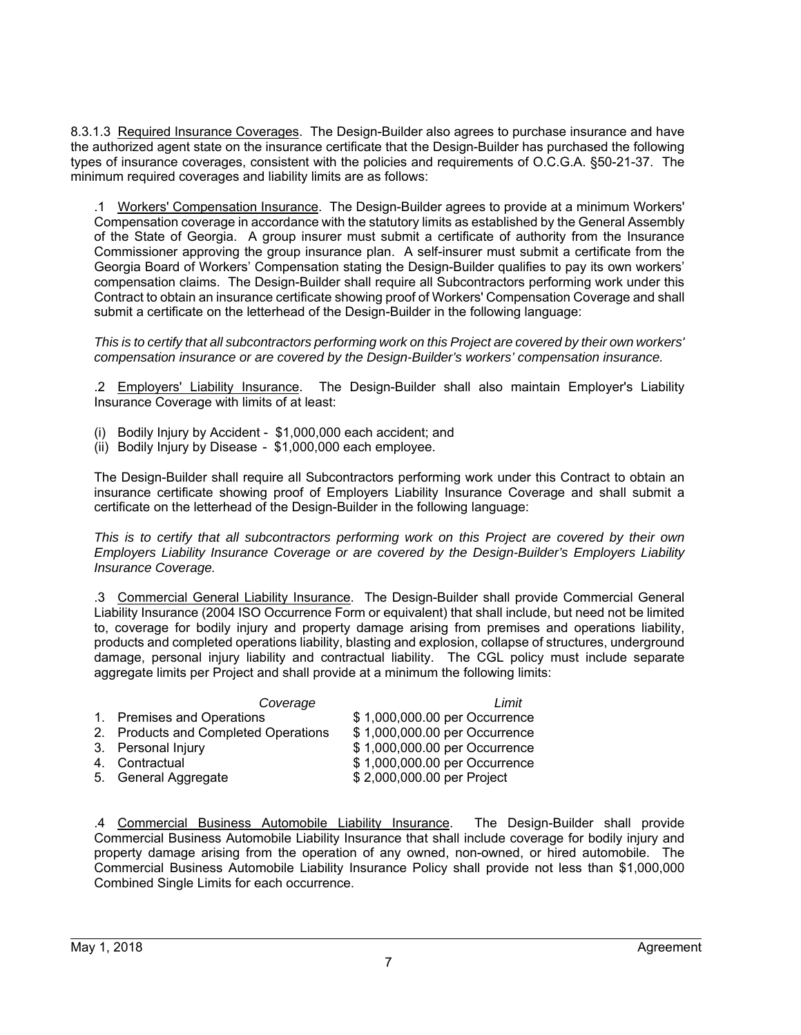8.3.1.3 Required Insurance Coverages. The Design-Builder also agrees to purchase insurance and have the authorized agent state on the insurance certificate that the Design-Builder has purchased the following types of insurance coverages, consistent with the policies and requirements of O.C.G.A. §50-21-37. The minimum required coverages and liability limits are as follows:

.1 Workers' Compensation Insurance. The Design-Builder agrees to provide at a minimum Workers' Compensation coverage in accordance with the statutory limits as established by the General Assembly of the State of Georgia. A group insurer must submit a certificate of authority from the Insurance Commissioner approving the group insurance plan. A self-insurer must submit a certificate from the Georgia Board of Workers' Compensation stating the Design-Builder qualifies to pay its own workers' compensation claims. The Design-Builder shall require all Subcontractors performing work under this Contract to obtain an insurance certificate showing proof of Workers' Compensation Coverage and shall submit a certificate on the letterhead of the Design-Builder in the following language:

*This is to certify that all subcontractors performing work on this Project are covered by their own workers' compensation insurance or are covered by the Design-Builder's workers' compensation insurance.*

.2 Employers' Liability Insurance. The Design-Builder shall also maintain Employer's Liability Insurance Coverage with limits of at least:

(i) Bodily Injury by Accident - $1,000,000 each accident; and
(ii) Bodily Injury by Disease - $1,000,000 each employee.

The Design-Builder shall require all Subcontractors performing work under this Contract to obtain an insurance certificate showing proof of Employers Liability Insurance Coverage and shall submit a certificate on the letterhead of the Design-Builder in the following language:

*This is to certify that all subcontractors performing work on this Project are covered by their own Employers Liability Insurance Coverage or are covered by the Design-Builder's Employers Liability Insurance Coverage.*

.3 Commercial General Liability Insurance. The Design-Builder shall provide Commercial General Liability Insurance (2004 ISO Occurrence Form or equivalent) that shall include, but need not be limited to, coverage for bodily injury and property damage arising from premises and operations liability, products and completed operations liability, blasting and explosion, collapse of structures, underground damage, personal injury liability and contractual liability. The CGL policy must include separate aggregate limits per Project and shall provide at a minimum the following limits:

| *Coverage* | *Limit* |
|---|---|
| 1. Premises and Operations | $ 1,000,000.00 per Occurrence |
| 2. Products and Completed Operations | $ 1,000,000.00 per Occurrence |
| 3. Personal Injury | $ 1,000,000.00 per Occurrence |
| 4. Contractual | $ 1,000,000.00 per Occurrence |
| 5. General Aggregate | $ 2,000,000.00 per Project |

.4 Commercial Business Automobile Liability Insurance. The Design-Builder shall provide Commercial Business Automobile Liability Insurance that shall include coverage for bodily injury and property damage arising from the operation of any owned, non-owned, or hired automobile. The Commercial Business Automobile Liability Insurance Policy shall provide not less than $1,000,000 Combined Single Limits for each occurrence.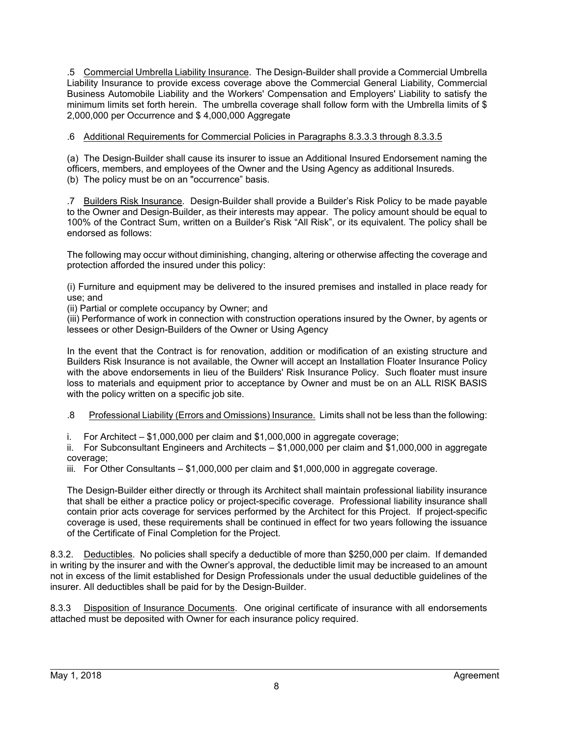.5 <u>Commercial Umbrella Liability Insurance</u>. The Design-Builder shall provide a Commercial Umbrella Liability Insurance to provide excess coverage above the Commercial General Liability, Commercial Business Automobile Liability and the Workers' Compensation and Employers' Liability to satisfy the minimum limits set forth herein. The umbrella coverage shall follow form with the Umbrella limits of $ 2,000,000 per Occurrence and $ 4,000,000 Aggregate

.6 <u>Additional Requirements for Commercial Policies in Paragraphs 8.3.3.3 through 8.3.3.5</u>

(a) The Design-Builder shall cause its insurer to issue an Additional Insured Endorsement naming the officers, members, and employees of the Owner and the Using Agency as additional Insureds.
(b) The policy must be on an "occurrence" basis.

.7 <u>Builders Risk Insurance</u>. Design-Builder shall provide a Builder's Risk Policy to be made payable to the Owner and Design-Builder, as their interests may appear. The policy amount should be equal to 100% of the Contract Sum, written on a Builder's Risk "All Risk", or its equivalent. The policy shall be endorsed as follows:

The following may occur without diminishing, changing, altering or otherwise affecting the coverage and protection afforded the insured under this policy:

(i) Furniture and equipment may be delivered to the insured premises and installed in place ready for use; and
(ii) Partial or complete occupancy by Owner; and
(iii) Performance of work in connection with construction operations insured by the Owner, by agents or lessees or other Design-Builders of the Owner or Using Agency

In the event that the Contract is for renovation, addition or modification of an existing structure and Builders Risk Insurance is not available, the Owner will accept an Installation Floater Insurance Policy with the above endorsements in lieu of the Builders' Risk Insurance Policy. Such floater must insure loss to materials and equipment prior to acceptance by Owner and must be on an ALL RISK BASIS with the policy written on a specific job site.

.8 <u>Professional Liability (Errors and Omissions) Insurance.</u> Limits shall not be less than the following:

i. For Architect – $1,000,000 per claim and $1,000,000 in aggregate coverage;
ii. For Subconsultant Engineers and Architects – $1,000,000 per claim and $1,000,000 in aggregate coverage;
iii. For Other Consultants – $1,000,000 per claim and $1,000,000 in aggregate coverage.

The Design-Builder either directly or through its Architect shall maintain professional liability insurance that shall be either a practice policy or project-specific coverage. Professional liability insurance shall contain prior acts coverage for services performed by the Architect for this Project. If project-specific coverage is used, these requirements shall be continued in effect for two years following the issuance of the Certificate of Final Completion for the Project.

8.3.2. <u>Deductibles</u>. No policies shall specify a deductible of more than $250,000 per claim. If demanded in writing by the insurer and with the Owner's approval, the deductible limit may be increased to an amount not in excess of the limit established for Design Professionals under the usual deductible guidelines of the insurer. All deductibles shall be paid for by the Design-Builder.

8.3.3 <u>Disposition of Insurance Documents</u>. One original certificate of insurance with all endorsements attached must be deposited with Owner for each insurance policy required.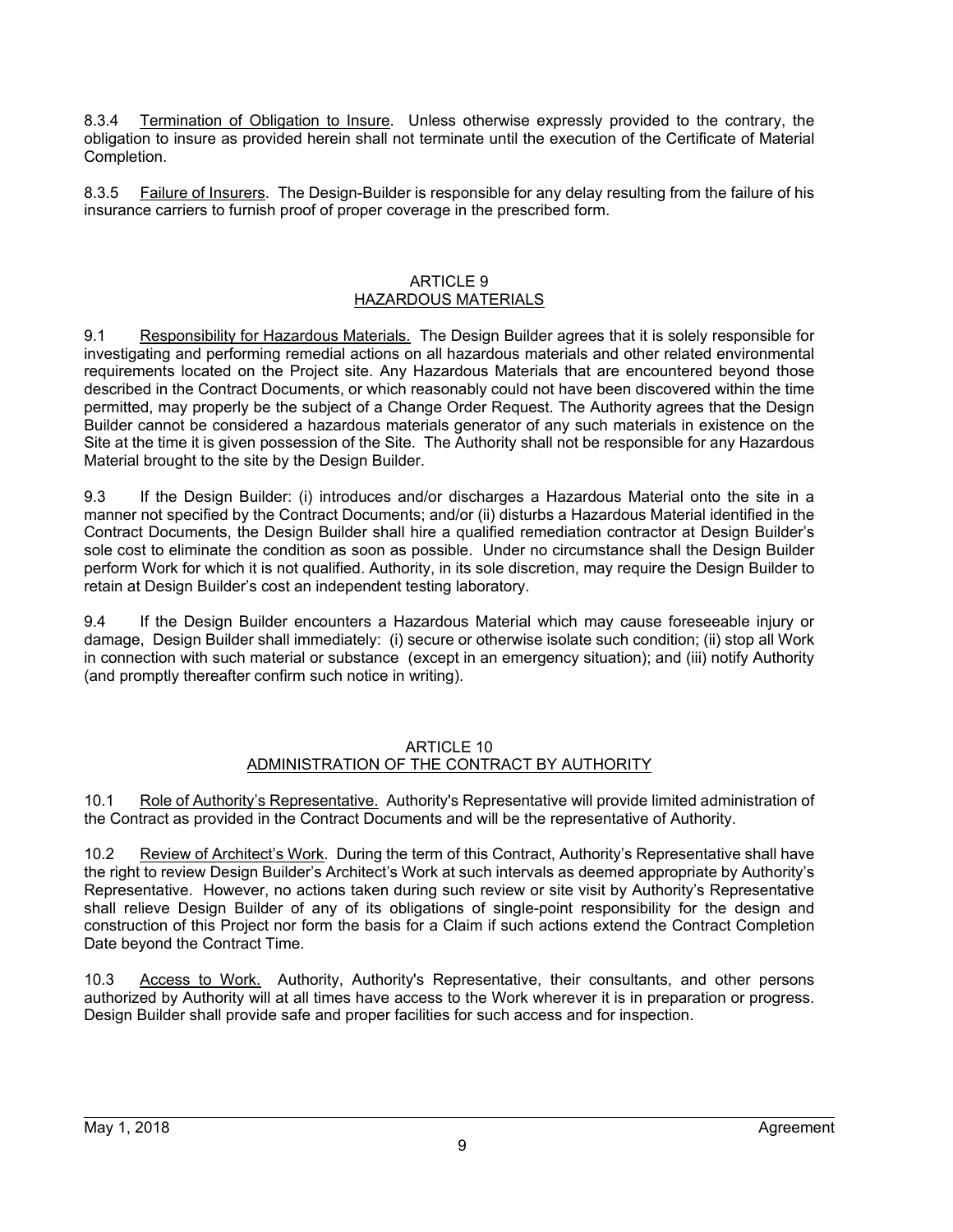8.3.4 Termination of Obligation to Insure. Unless otherwise expressly provided to the contrary, the obligation to insure as provided herein shall not terminate until the execution of the Certificate of Material Completion.

8.3.5 Failure of Insurers. The Design-Builder is responsible for any delay resulting from the failure of his insurance carriers to furnish proof of proper coverage in the prescribed form.

## ARTICLE 9
## HAZARDOUS MATERIALS

9.1 Responsibility for Hazardous Materials. The Design Builder agrees that it is solely responsible for investigating and performing remedial actions on all hazardous materials and other related environmental requirements located on the Project site. Any Hazardous Materials that are encountered beyond those described in the Contract Documents, or which reasonably could not have been discovered within the time permitted, may properly be the subject of a Change Order Request. The Authority agrees that the Design Builder cannot be considered a hazardous materials generator of any such materials in existence on the Site at the time it is given possession of the Site. The Authority shall not be responsible for any Hazardous Material brought to the site by the Design Builder.

9.3 If the Design Builder: (i) introduces and/or discharges a Hazardous Material onto the site in a manner not specified by the Contract Documents; and/or (ii) disturbs a Hazardous Material identified in the Contract Documents, the Design Builder shall hire a qualified remediation contractor at Design Builder's sole cost to eliminate the condition as soon as possible. Under no circumstance shall the Design Builder perform Work for which it is not qualified. Authority, in its sole discretion, may require the Design Builder to retain at Design Builder's cost an independent testing laboratory.

9.4 If the Design Builder encounters a Hazardous Material which may cause foreseeable injury or damage, Design Builder shall immediately: (i) secure or otherwise isolate such condition; (ii) stop all Work in connection with such material or substance (except in an emergency situation); and (iii) notify Authority (and promptly thereafter confirm such notice in writing).

## ARTICLE 10
## ADMINISTRATION OF THE CONTRACT BY AUTHORITY

10.1 Role of Authority's Representative. Authority's Representative will provide limited administration of the Contract as provided in the Contract Documents and will be the representative of Authority.

10.2 Review of Architect's Work. During the term of this Contract, Authority's Representative shall have the right to review Design Builder's Architect's Work at such intervals as deemed appropriate by Authority's Representative. However, no actions taken during such review or site visit by Authority's Representative shall relieve Design Builder of any of its obligations of single-point responsibility for the design and construction of this Project nor form the basis for a Claim if such actions extend the Contract Completion Date beyond the Contract Time.

10.3 Access to Work. Authority, Authority's Representative, their consultants, and other persons authorized by Authority will at all times have access to the Work wherever it is in preparation or progress. Design Builder shall provide safe and proper facilities for such access and for inspection.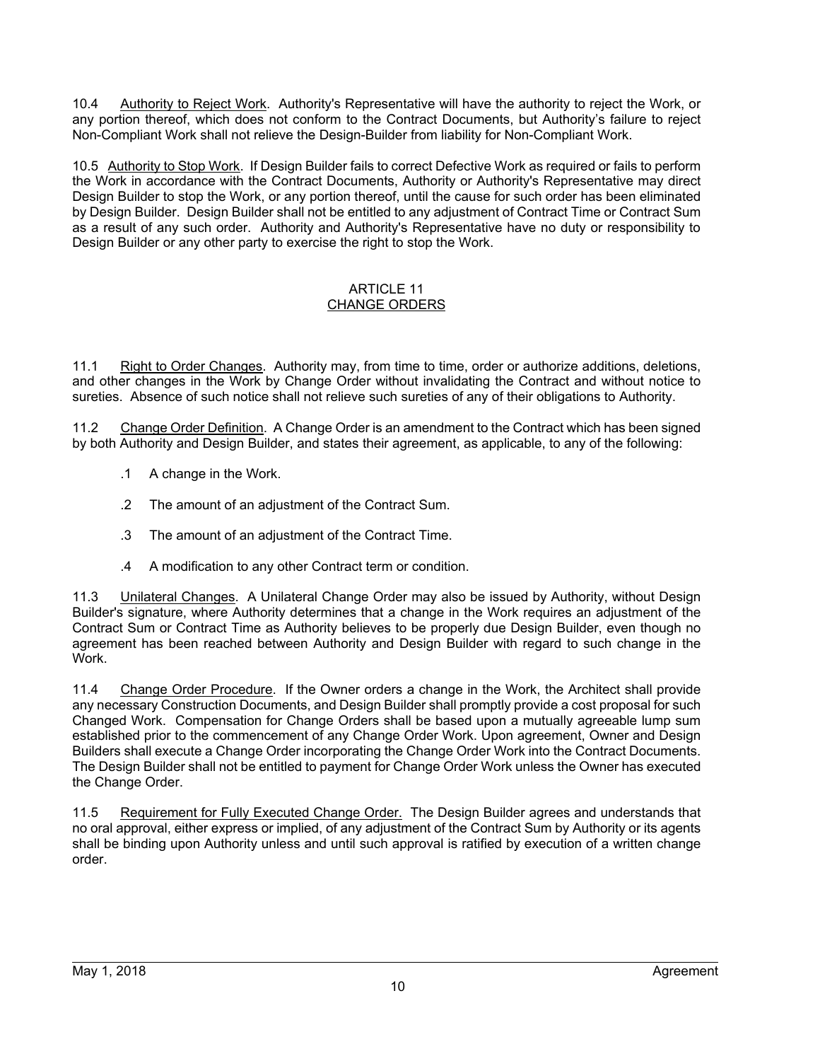10.4 Authority to Reject Work. Authority's Representative will have the authority to reject the Work, or any portion thereof, which does not conform to the Contract Documents, but Authority's failure to reject Non-Compliant Work shall not relieve the Design-Builder from liability for Non-Compliant Work.

10.5 Authority to Stop Work. If Design Builder fails to correct Defective Work as required or fails to perform the Work in accordance with the Contract Documents, Authority or Authority's Representative may direct Design Builder to stop the Work, or any portion thereof, until the cause for such order has been eliminated by Design Builder. Design Builder shall not be entitled to any adjustment of Contract Time or Contract Sum as a result of any such order. Authority and Authority's Representative have no duty or responsibility to Design Builder or any other party to exercise the right to stop the Work.

## ARTICLE 11
## CHANGE ORDERS

11.1 Right to Order Changes. Authority may, from time to time, order or authorize additions, deletions, and other changes in the Work by Change Order without invalidating the Contract and without notice to sureties. Absence of such notice shall not relieve such sureties of any of their obligations to Authority.

11.2 Change Order Definition. A Change Order is an amendment to the Contract which has been signed by both Authority and Design Builder, and states their agreement, as applicable, to any of the following:

.1 A change in the Work.

.2 The amount of an adjustment of the Contract Sum.

.3 The amount of an adjustment of the Contract Time.

.4 A modification to any other Contract term or condition.

11.3 Unilateral Changes. A Unilateral Change Order may also be issued by Authority, without Design Builder's signature, where Authority determines that a change in the Work requires an adjustment of the Contract Sum or Contract Time as Authority believes to be properly due Design Builder, even though no agreement has been reached between Authority and Design Builder with regard to such change in the Work.

11.4 Change Order Procedure. If the Owner orders a change in the Work, the Architect shall provide any necessary Construction Documents, and Design Builder shall promptly provide a cost proposal for such Changed Work. Compensation for Change Orders shall be based upon a mutually agreeable lump sum established prior to the commencement of any Change Order Work. Upon agreement, Owner and Design Builders shall execute a Change Order incorporating the Change Order Work into the Contract Documents. The Design Builder shall not be entitled to payment for Change Order Work unless the Owner has executed the Change Order.

11.5 Requirement for Fully Executed Change Order. The Design Builder agrees and understands that no oral approval, either express or implied, of any adjustment of the Contract Sum by Authority or its agents shall be binding upon Authority unless and until such approval is ratified by execution of a written change order.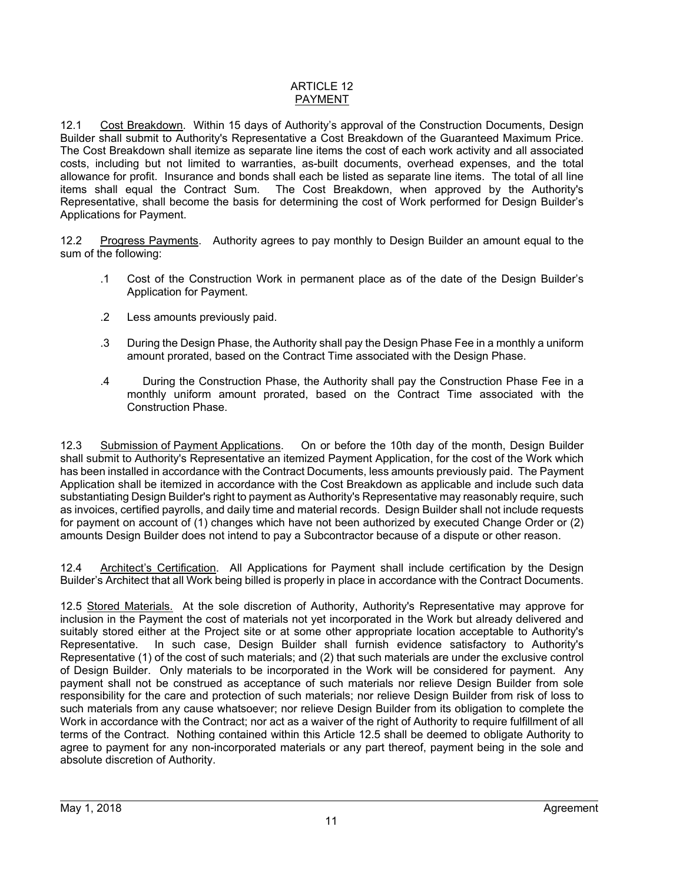# ARTICLE 12
## PAYMENT

12.1 Cost Breakdown. Within 15 days of Authority's approval of the Construction Documents, Design Builder shall submit to Authority's Representative a Cost Breakdown of the Guaranteed Maximum Price. The Cost Breakdown shall itemize as separate line items the cost of each work activity and all associated costs, including but not limited to warranties, as-built documents, overhead expenses, and the total allowance for profit. Insurance and bonds shall each be listed as separate line items. The total of all line items shall equal the Contract Sum. The Cost Breakdown, when approved by the Authority's Representative, shall become the basis for determining the cost of Work performed for Design Builder's Applications for Payment.

12.2 Progress Payments. Authority agrees to pay monthly to Design Builder an amount equal to the sum of the following:

.1 Cost of the Construction Work in permanent place as of the date of the Design Builder's Application for Payment.

.2 Less amounts previously paid.

.3 During the Design Phase, the Authority shall pay the Design Phase Fee in a monthly a uniform amount prorated, based on the Contract Time associated with the Design Phase.

.4 During the Construction Phase, the Authority shall pay the Construction Phase Fee in a monthly uniform amount prorated, based on the Contract Time associated with the Construction Phase.

12.3 Submission of Payment Applications. On or before the 10th day of the month, Design Builder shall submit to Authority's Representative an itemized Payment Application, for the cost of the Work which has been installed in accordance with the Contract Documents, less amounts previously paid. The Payment Application shall be itemized in accordance with the Cost Breakdown as applicable and include such data substantiating Design Builder's right to payment as Authority's Representative may reasonably require, such as invoices, certified payrolls, and daily time and material records. Design Builder shall not include requests for payment on account of (1) changes which have not been authorized by executed Change Order or (2) amounts Design Builder does not intend to pay a Subcontractor because of a dispute or other reason.

12.4 Architect's Certification. All Applications for Payment shall include certification by the Design Builder's Architect that all Work being billed is properly in place in accordance with the Contract Documents.

12.5 Stored Materials. At the sole discretion of Authority, Authority's Representative may approve for inclusion in the Payment the cost of materials not yet incorporated in the Work but already delivered and suitably stored either at the Project site or at some other appropriate location acceptable to Authority's Representative. In such case, Design Builder shall furnish evidence satisfactory to Authority's Representative (1) of the cost of such materials; and (2) that such materials are under the exclusive control of Design Builder. Only materials to be incorporated in the Work will be considered for payment. Any payment shall not be construed as acceptance of such materials nor relieve Design Builder from sole responsibility for the care and protection of such materials; nor relieve Design Builder from risk of loss to such materials from any cause whatsoever; nor relieve Design Builder from its obligation to complete the Work in accordance with the Contract; nor act as a waiver of the right of Authority to require fulfillment of all terms of the Contract. Nothing contained within this Article 12.5 shall be deemed to obligate Authority to agree to payment for any non-incorporated materials or any part thereof, payment being in the sole and absolute discretion of Authority.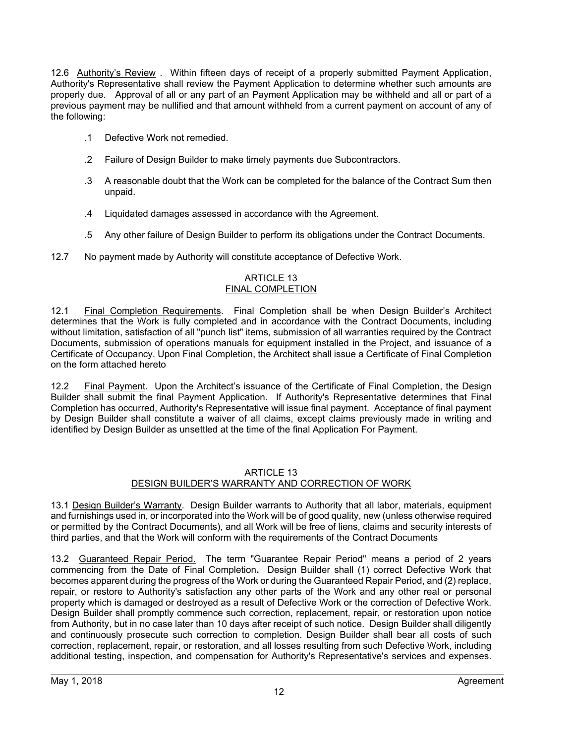12.6 Authority's Review . Within fifteen days of receipt of a properly submitted Payment Application, Authority's Representative shall review the Payment Application to determine whether such amounts are properly due. Approval of all or any part of an Payment Application may be withheld and all or part of a previous payment may be nullified and that amount withheld from a current payment on account of any of the following:

- .1 Defective Work not remedied.
- .2 Failure of Design Builder to make timely payments due Subcontractors.
- .3 A reasonable doubt that the Work can be completed for the balance of the Contract Sum then unpaid.
- .4 Liquidated damages assessed in accordance with the Agreement.
- .5 Any other failure of Design Builder to perform its obligations under the Contract Documents.

12.7 No payment made by Authority will constitute acceptance of Defective Work.

## ARTICLE 13
## FINAL COMPLETION

12.1 Final Completion Requirements. Final Completion shall be when Design Builder's Architect determines that the Work is fully completed and in accordance with the Contract Documents, including without limitation, satisfaction of all "punch list" items, submission of all warranties required by the Contract Documents, submission of operations manuals for equipment installed in the Project, and issuance of a Certificate of Occupancy. Upon Final Completion, the Architect shall issue a Certificate of Final Completion on the form attached hereto

12.2 Final Payment. Upon the Architect's issuance of the Certificate of Final Completion, the Design Builder shall submit the final Payment Application. If Authority's Representative determines that Final Completion has occurred, Authority's Representative will issue final payment. Acceptance of final payment by Design Builder shall constitute a waiver of all claims, except claims previously made in writing and identified by Design Builder as unsettled at the time of the final Application For Payment.

## ARTICLE 13
## DESIGN BUILDER'S WARRANTY AND CORRECTION OF WORK

13.1 Design Builder's Warranty. Design Builder warrants to Authority that all labor, materials, equipment and furnishings used in, or incorporated into the Work will be of good quality, new (unless otherwise required or permitted by the Contract Documents), and all Work will be free of liens, claims and security interests of third parties, and that the Work will conform with the requirements of the Contract Documents

13.2 Guaranteed Repair Period. The term "Guarantee Repair Period" means a period of 2 years commencing from the Date of Final Completion**.** Design Builder shall (1) correct Defective Work that becomes apparent during the progress of the Work or during the Guaranteed Repair Period, and (2) replace, repair, or restore to Authority's satisfaction any other parts of the Work and any other real or personal property which is damaged or destroyed as a result of Defective Work or the correction of Defective Work. Design Builder shall promptly commence such correction, replacement, repair, or restoration upon notice from Authority, but in no case later than 10 days after receipt of such notice. Design Builder shall diligently and continuously prosecute such correction to completion. Design Builder shall bear all costs of such correction, replacement, repair, or restoration, and all losses resulting from such Defective Work, including additional testing, inspection, and compensation for Authority's Representative's services and expenses.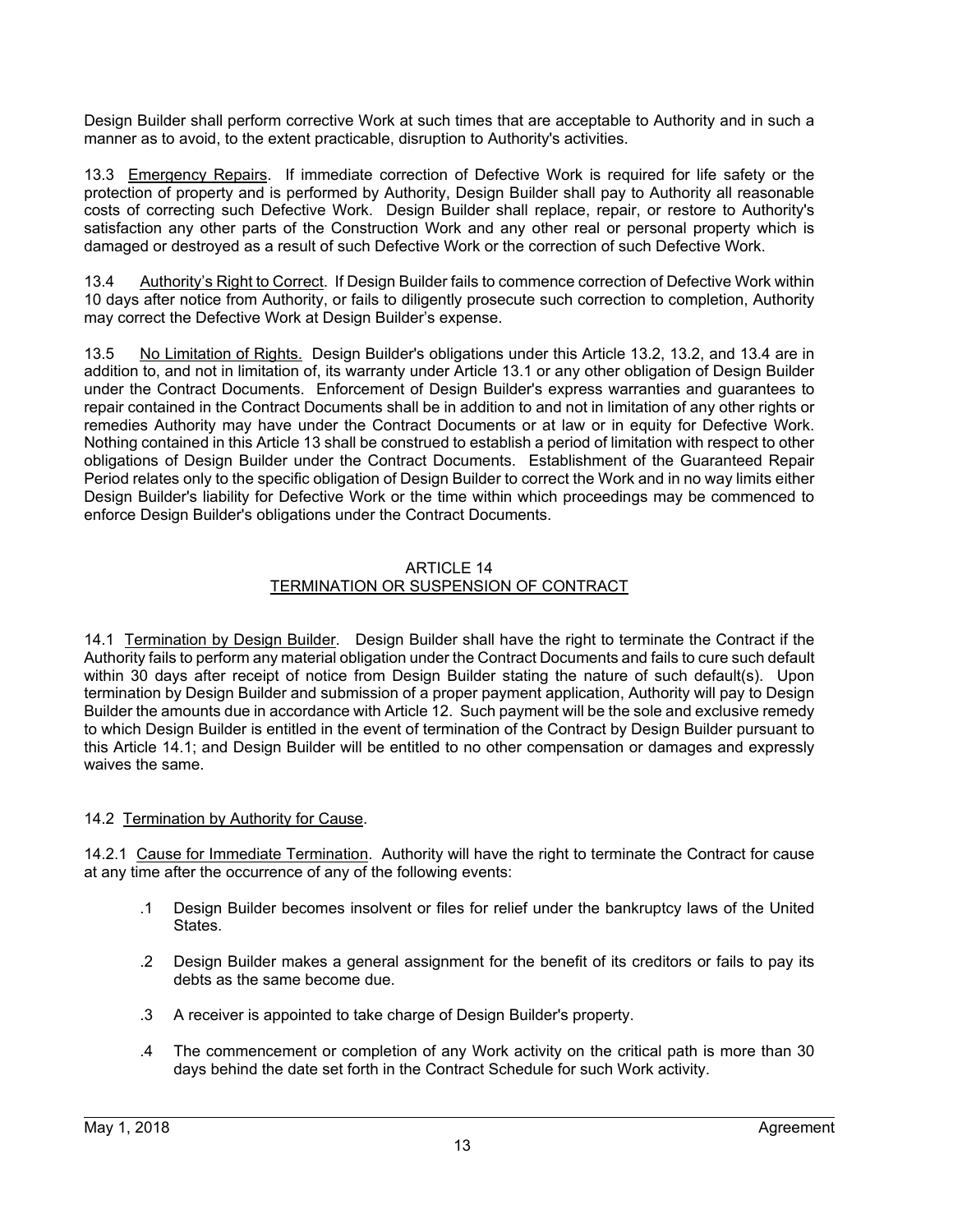Design Builder shall perform corrective Work at such times that are acceptable to Authority and in such a manner as to avoid, to the extent practicable, disruption to Authority's activities.

13.3 Emergency Repairs. If immediate correction of Defective Work is required for life safety or the protection of property and is performed by Authority, Design Builder shall pay to Authority all reasonable costs of correcting such Defective Work. Design Builder shall replace, repair, or restore to Authority's satisfaction any other parts of the Construction Work and any other real or personal property which is damaged or destroyed as a result of such Defective Work or the correction of such Defective Work.

13.4 Authority's Right to Correct. If Design Builder fails to commence correction of Defective Work within 10 days after notice from Authority, or fails to diligently prosecute such correction to completion, Authority may correct the Defective Work at Design Builder's expense.

13.5 No Limitation of Rights. Design Builder's obligations under this Article 13.2, 13.2, and 13.4 are in addition to, and not in limitation of, its warranty under Article 13.1 or any other obligation of Design Builder under the Contract Documents. Enforcement of Design Builder's express warranties and guarantees to repair contained in the Contract Documents shall be in addition to and not in limitation of any other rights or remedies Authority may have under the Contract Documents or at law or in equity for Defective Work. Nothing contained in this Article 13 shall be construed to establish a period of limitation with respect to other obligations of Design Builder under the Contract Documents. Establishment of the Guaranteed Repair Period relates only to the specific obligation of Design Builder to correct the Work and in no way limits either Design Builder's liability for Defective Work or the time within which proceedings may be commenced to enforce Design Builder's obligations under the Contract Documents.

## ARTICLE 14
## TERMINATION OR SUSPENSION OF CONTRACT

14.1 Termination by Design Builder. Design Builder shall have the right to terminate the Contract if the Authority fails to perform any material obligation under the Contract Documents and fails to cure such default within 30 days after receipt of notice from Design Builder stating the nature of such default(s). Upon termination by Design Builder and submission of a proper payment application, Authority will pay to Design Builder the amounts due in accordance with Article 12. Such payment will be the sole and exclusive remedy to which Design Builder is entitled in the event of termination of the Contract by Design Builder pursuant to this Article 14.1; and Design Builder will be entitled to no other compensation or damages and expressly waives the same.

14.2 Termination by Authority for Cause.

14.2.1 Cause for Immediate Termination. Authority will have the right to terminate the Contract for cause at any time after the occurrence of any of the following events:

.1 Design Builder becomes insolvent or files for relief under the bankruptcy laws of the United States.

.2 Design Builder makes a general assignment for the benefit of its creditors or fails to pay its debts as the same become due.

.3 A receiver is appointed to take charge of Design Builder's property.

.4 The commencement or completion of any Work activity on the critical path is more than 30 days behind the date set forth in the Contract Schedule for such Work activity.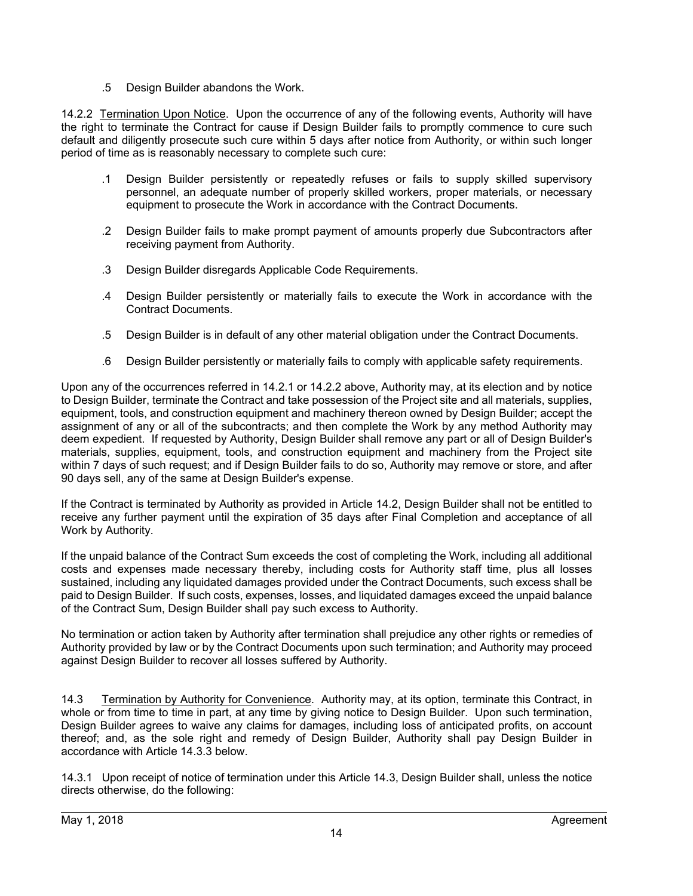.5 Design Builder abandons the Work.

14.2.2 Termination Upon Notice. Upon the occurrence of any of the following events, Authority will have the right to terminate the Contract for cause if Design Builder fails to promptly commence to cure such default and diligently prosecute such cure within 5 days after notice from Authority, or within such longer period of time as is reasonably necessary to complete such cure:

.1 Design Builder persistently or repeatedly refuses or fails to supply skilled supervisory personnel, an adequate number of properly skilled workers, proper materials, or necessary equipment to prosecute the Work in accordance with the Contract Documents.

.2 Design Builder fails to make prompt payment of amounts properly due Subcontractors after receiving payment from Authority.

.3 Design Builder disregards Applicable Code Requirements.

.4 Design Builder persistently or materially fails to execute the Work in accordance with the Contract Documents.

.5 Design Builder is in default of any other material obligation under the Contract Documents.

.6 Design Builder persistently or materially fails to comply with applicable safety requirements.

Upon any of the occurrences referred in 14.2.1 or 14.2.2 above, Authority may, at its election and by notice to Design Builder, terminate the Contract and take possession of the Project site and all materials, supplies, equipment, tools, and construction equipment and machinery thereon owned by Design Builder; accept the assignment of any or all of the subcontracts; and then complete the Work by any method Authority may deem expedient. If requested by Authority, Design Builder shall remove any part or all of Design Builder's materials, supplies, equipment, tools, and construction equipment and machinery from the Project site within 7 days of such request; and if Design Builder fails to do so, Authority may remove or store, and after 90 days sell, any of the same at Design Builder's expense.

If the Contract is terminated by Authority as provided in Article 14.2, Design Builder shall not be entitled to receive any further payment until the expiration of 35 days after Final Completion and acceptance of all Work by Authority.

If the unpaid balance of the Contract Sum exceeds the cost of completing the Work, including all additional costs and expenses made necessary thereby, including costs for Authority staff time, plus all losses sustained, including any liquidated damages provided under the Contract Documents, such excess shall be paid to Design Builder. If such costs, expenses, losses, and liquidated damages exceed the unpaid balance of the Contract Sum, Design Builder shall pay such excess to Authority.

No termination or action taken by Authority after termination shall prejudice any other rights or remedies of Authority provided by law or by the Contract Documents upon such termination; and Authority may proceed against Design Builder to recover all losses suffered by Authority.

14.3 Termination by Authority for Convenience. Authority may, at its option, terminate this Contract, in whole or from time to time in part, at any time by giving notice to Design Builder. Upon such termination, Design Builder agrees to waive any claims for damages, including loss of anticipated profits, on account thereof; and, as the sole right and remedy of Design Builder, Authority shall pay Design Builder in accordance with Article 14.3.3 below.

14.3.1 Upon receipt of notice of termination under this Article 14.3, Design Builder shall, unless the notice directs otherwise, do the following: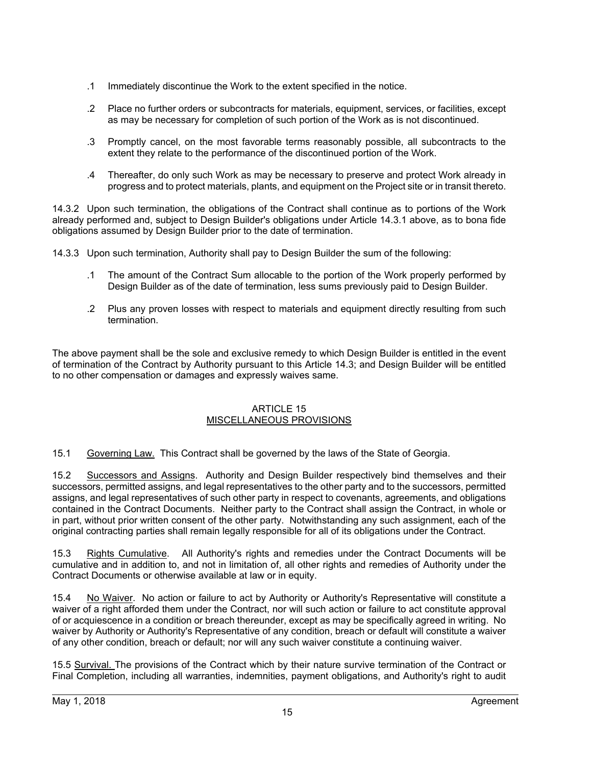.1 Immediately discontinue the Work to the extent specified in the notice.

.2 Place no further orders or subcontracts for materials, equipment, services, or facilities, except as may be necessary for completion of such portion of the Work as is not discontinued.

.3 Promptly cancel, on the most favorable terms reasonably possible, all subcontracts to the extent they relate to the performance of the discontinued portion of the Work.

.4 Thereafter, do only such Work as may be necessary to preserve and protect Work already in progress and to protect materials, plants, and equipment on the Project site or in transit thereto.

14.3.2 Upon such termination, the obligations of the Contract shall continue as to portions of the Work already performed and, subject to Design Builder's obligations under Article 14.3.1 above, as to bona fide obligations assumed by Design Builder prior to the date of termination.

14.3.3 Upon such termination, Authority shall pay to Design Builder the sum of the following:

.1 The amount of the Contract Sum allocable to the portion of the Work properly performed by Design Builder as of the date of termination, less sums previously paid to Design Builder.

.2 Plus any proven losses with respect to materials and equipment directly resulting from such termination.

The above payment shall be the sole and exclusive remedy to which Design Builder is entitled in the event of termination of the Contract by Authority pursuant to this Article 14.3; and Design Builder will be entitled to no other compensation or damages and expressly waives same.

## ARTICLE 15
## MISCELLANEOUS PROVISIONS

15.1 Governing Law. This Contract shall be governed by the laws of the State of Georgia.

15.2 Successors and Assigns. Authority and Design Builder respectively bind themselves and their successors, permitted assigns, and legal representatives to the other party and to the successors, permitted assigns, and legal representatives of such other party in respect to covenants, agreements, and obligations contained in the Contract Documents. Neither party to the Contract shall assign the Contract, in whole or in part, without prior written consent of the other party. Notwithstanding any such assignment, each of the original contracting parties shall remain legally responsible for all of its obligations under the Contract.

15.3 Rights Cumulative. All Authority's rights and remedies under the Contract Documents will be cumulative and in addition to, and not in limitation of, all other rights and remedies of Authority under the Contract Documents or otherwise available at law or in equity.

15.4 No Waiver. No action or failure to act by Authority or Authority's Representative will constitute a waiver of a right afforded them under the Contract, nor will such action or failure to act constitute approval of or acquiescence in a condition or breach thereunder, except as may be specifically agreed in writing. No waiver by Authority or Authority's Representative of any condition, breach or default will constitute a waiver of any other condition, breach or default; nor will any such waiver constitute a continuing waiver.

15.5 Survival. The provisions of the Contract which by their nature survive termination of the Contract or Final Completion, including all warranties, indemnities, payment obligations, and Authority's right to audit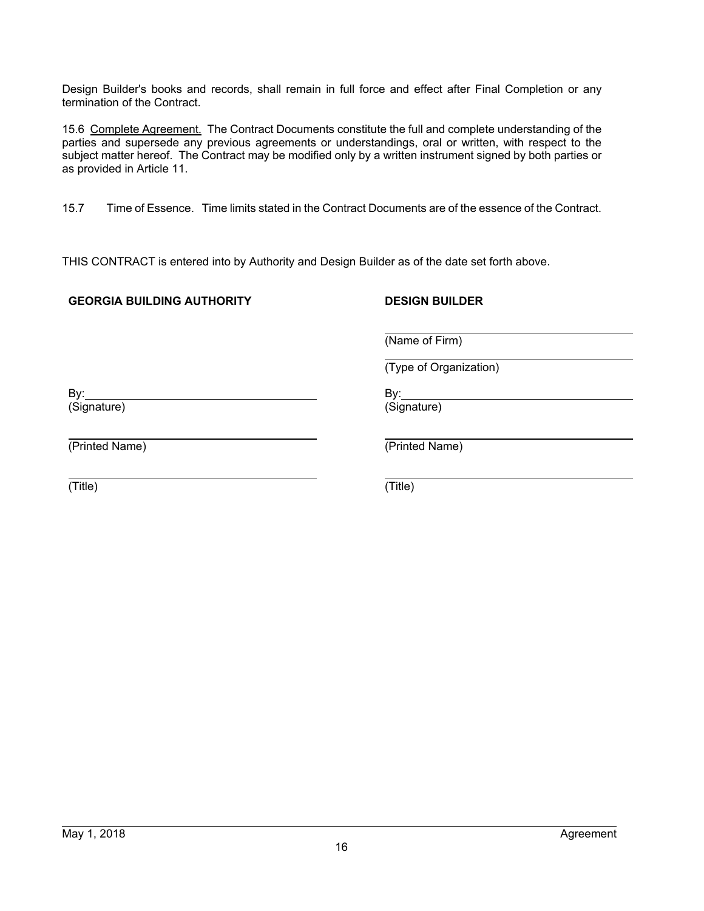Design Builder's books and records, shall remain in full force and effect after Final Completion or any termination of the Contract.

15.6 Complete Agreement. The Contract Documents constitute the full and complete understanding of the parties and supersede any previous agreements or understandings, oral or written, with respect to the subject matter hereof. The Contract may be modified only by a written instrument signed by both parties or as provided in Article 11.

15.7 Time of Essence. Time limits stated in the Contract Documents are of the essence of the Contract.

THIS CONTRACT is entered into by Authority and Design Builder as of the date set forth above.

| **GEORGIA BUILDING AUTHORITY** | **DESIGN BUILDER** |
|---|---|
| | ______________________________ (Name of Firm) |
| | ______________________________ (Type of Organization) |
| By: ______________________________ (Signature) | By: ______________________________ (Signature) |
| ______________________________ (Printed Name) | ______________________________ (Printed Name) |
| ______________________________ (Title) | ______________________________ (Title) |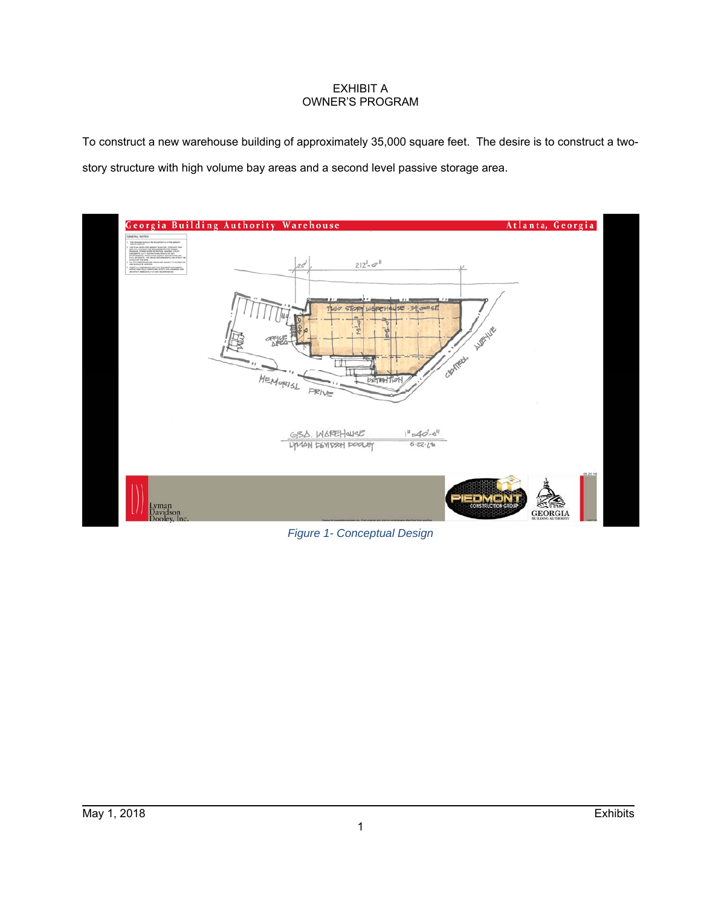# EXHIBIT A
## OWNER'S PROGRAM

To construct a new warehouse building of approximately 35,000 square feet. The desire is to construct a two-story structure with high volume bay areas and a second level passive storage area.

*Figure 1- Conceptual Design*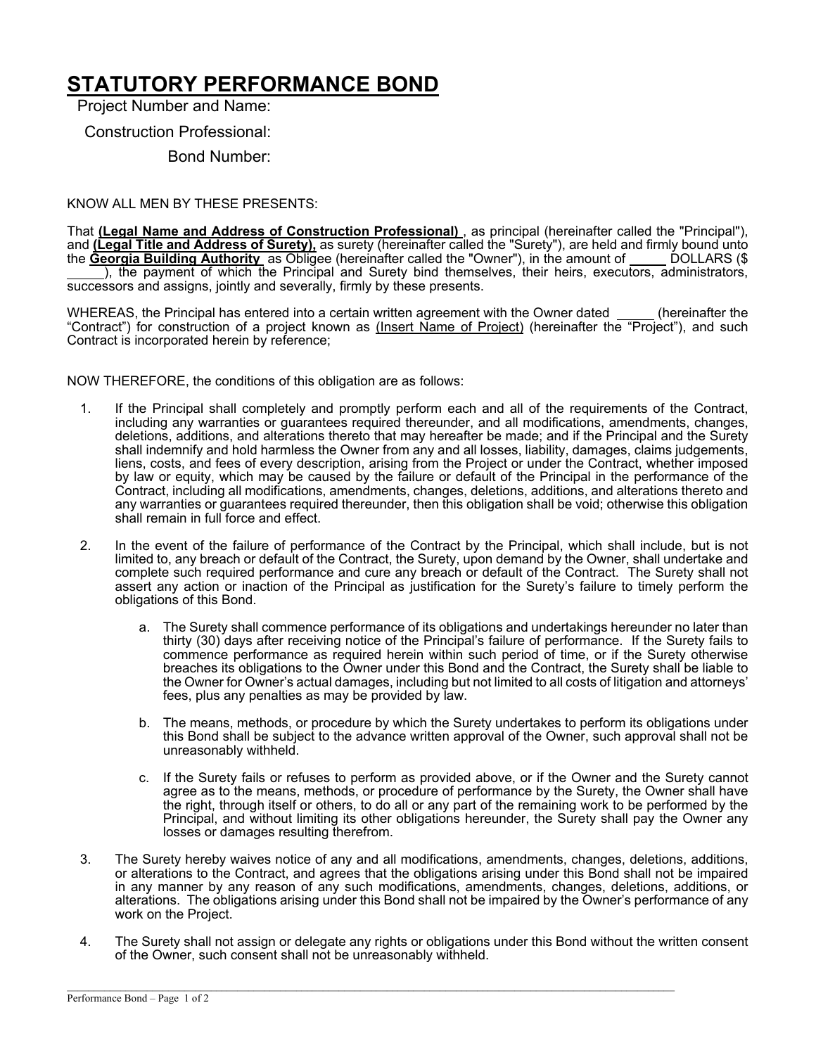# STATUTORY PERFORMANCE BOND

Project Number and Name:

Construction Professional:

Bond Number:

KNOW ALL MEN BY THESE PRESENTS:

That **(Legal Name and Address of Construction Professional)** , as principal (hereinafter called the "Principal"), and **(Legal Title and Address of Surety),** as surety (hereinafter called the "Surety"), are held and firmly bound unto the **Georgia Building Authority** as Obligee (hereinafter called the "Owner"), in the amount of _____ DOLLARS ($ _____), the payment of which the Principal and Surety bind themselves, their heirs, executors, administrators, successors and assigns, jointly and severally, firmly by these presents.

WHEREAS, the Principal has entered into a certain written agreement with the Owner dated _____ (hereinafter the "Contract") for construction of a project known as (Insert Name of Project) (hereinafter the "Project"), and such Contract is incorporated herein by reference;

NOW THEREFORE, the conditions of this obligation are as follows:

1. If the Principal shall completely and promptly perform each and all of the requirements of the Contract, including any warranties or guarantees required thereunder, and all modifications, amendments, changes, deletions, additions, and alterations thereto that may hereafter be made; and if the Principal and the Surety shall indemnify and hold harmless the Owner from any and all losses, liability, damages, claims judgements, liens, costs, and fees of every description, arising from the Project or under the Contract, whether imposed by law or equity, which may be caused by the failure or default of the Principal in the performance of the Contract, including all modifications, amendments, changes, deletions, additions, and alterations thereto and any warranties or guarantees required thereunder, then this obligation shall be void; otherwise this obligation shall remain in full force and effect.

2. In the event of the failure of performance of the Contract by the Principal, which shall include, but is not limited to, any breach or default of the Contract, the Surety, upon demand by the Owner, shall undertake and complete such required performance and cure any breach or default of the Contract. The Surety shall not assert any action or inaction of the Principal as justification for the Surety's failure to timely perform the obligations of this Bond.

   a. The Surety shall commence performance of its obligations and undertakings hereunder no later than thirty (30) days after receiving notice of the Principal's failure of performance. If the Surety fails to commence performance as required herein within such period of time, or if the Surety otherwise breaches its obligations to the Owner under this Bond and the Contract, the Surety shall be liable to the Owner for Owner's actual damages, including but not limited to all costs of litigation and attorneys' fees, plus any penalties as may be provided by law.

   b. The means, methods, or procedure by which the Surety undertakes to perform its obligations under this Bond shall be subject to the advance written approval of the Owner, such approval shall not be unreasonably withheld.

   c. If the Surety fails or refuses to perform as provided above, or if the Owner and the Surety cannot agree as to the means, methods, or procedure of performance by the Surety, the Owner shall have the right, through itself or others, to do all or any part of the remaining work to be performed by the Principal, and without limiting its other obligations hereunder, the Surety shall pay the Owner any losses or damages resulting therefrom.

3. The Surety hereby waives notice of any and all modifications, amendments, changes, deletions, additions, or alterations to the Contract, and agrees that the obligations arising under this Bond shall not be impaired in any manner by any reason of any such modifications, amendments, changes, deletions, additions, or alterations. The obligations arising under this Bond shall not be impaired by the Owner's performance of any work on the Project.

4. The Surety shall not assign or delegate any rights or obligations under this Bond without the written consent of the Owner, such consent shall not be unreasonably withheld.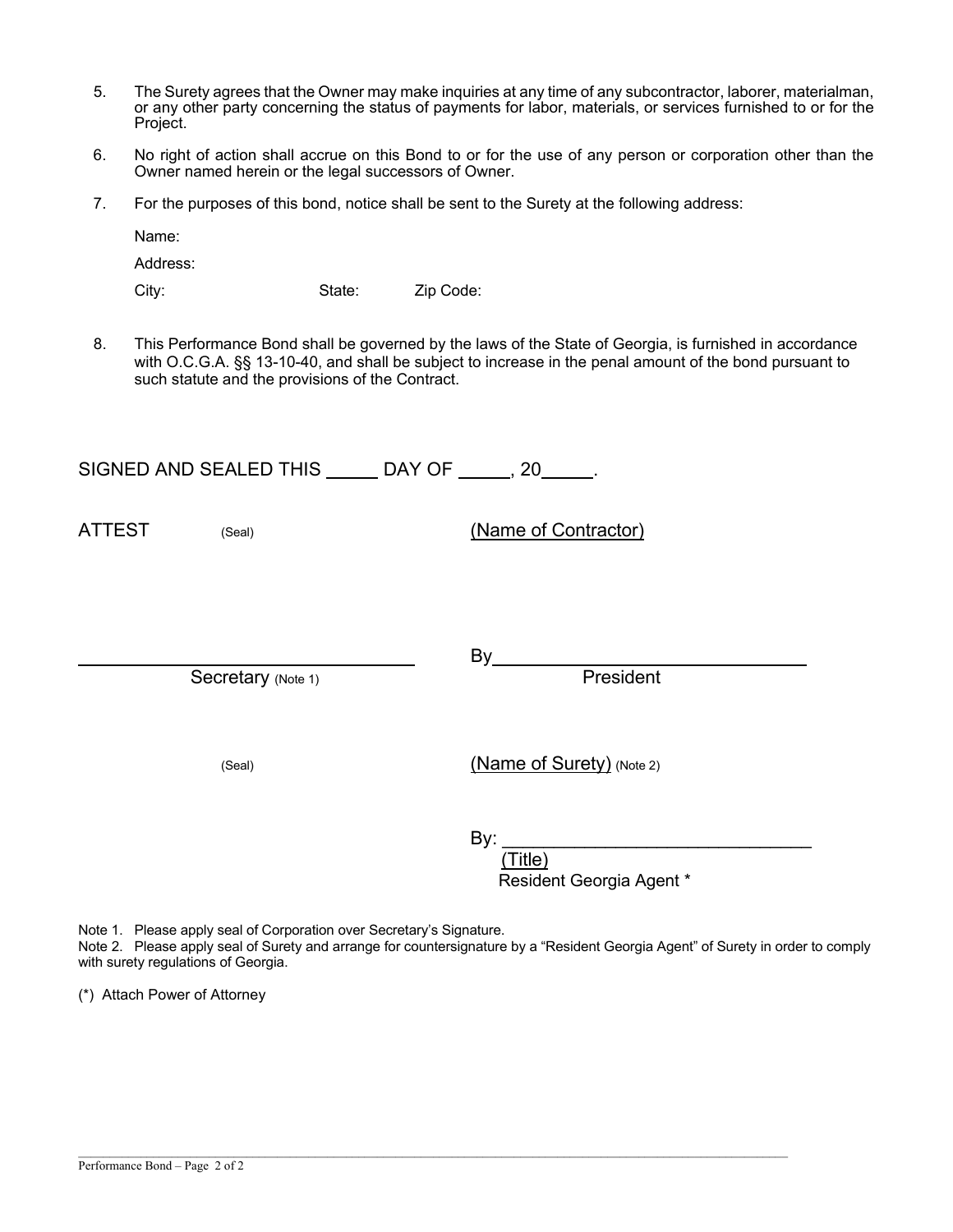5. The Surety agrees that the Owner may make inquiries at any time of any subcontractor, laborer, materialman, or any other party concerning the status of payments for labor, materials, or services furnished to or for the Project.

6. No right of action shall accrue on this Bond to or for the use of any person or corporation other than the Owner named herein or the legal successors of Owner.

7. For the purposes of this bond, notice shall be sent to the Surety at the following address:

   Name:

   Address:

   City: State: Zip Code:

8. This Performance Bond shall be governed by the laws of the State of Georgia, is furnished in accordance with O.C.G.A. §§ 13-10-40, and shall be subject to increase in the penal amount of the bond pursuant to such statute and the provisions of the Contract.

SIGNED AND SEALED THIS _____ DAY OF _____, 20_____.

ATTEST (Seal) (Name of Contractor)

______________________________ By______________________________

Secretary (Note 1) President

(Seal) (Name of Surety) (Note 2)

By: ______________________________

(Title)

Resident Georgia Agent *

Note 1. Please apply seal of Corporation over Secretary's Signature.

Note 2. Please apply seal of Surety and arrange for countersignature by a "Resident Georgia Agent" of Surety in order to comply with surety regulations of Georgia.

(*) Attach Power of Attorney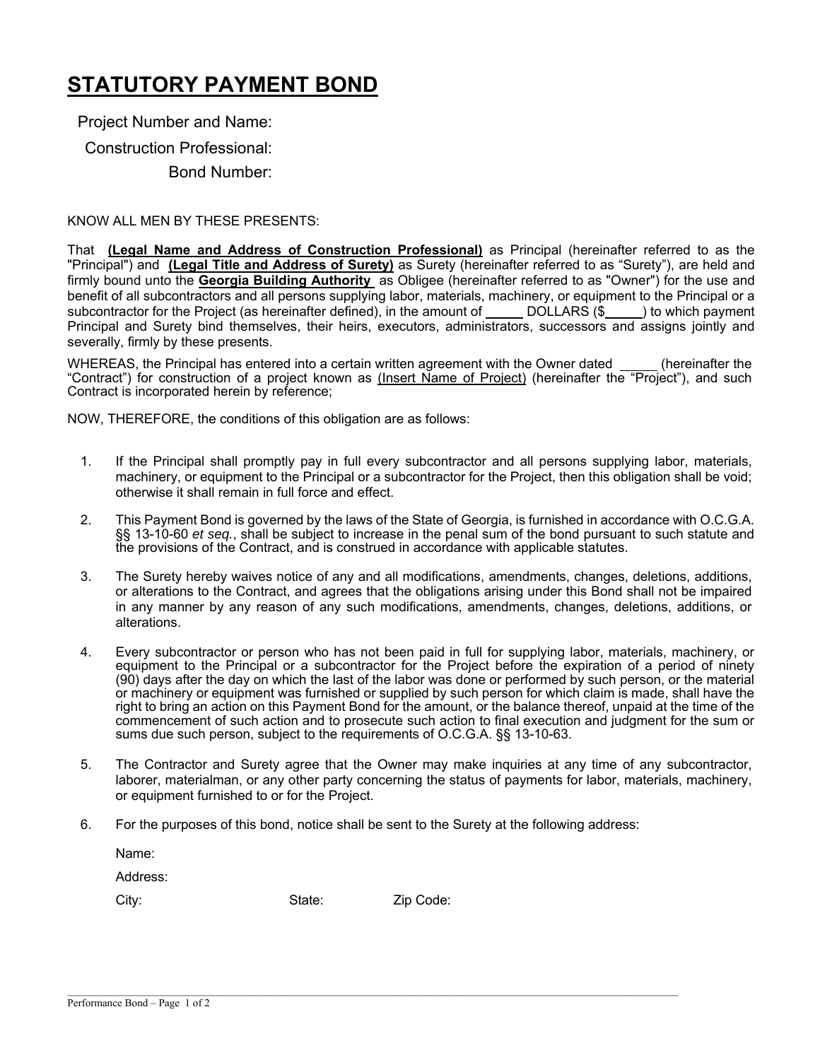# STATUTORY PAYMENT BOND

Project Number and Name:

Construction Professional:

Bond Number:

KNOW ALL MEN BY THESE PRESENTS:

That **(Legal Name and Address of Construction Professional)** as Principal (hereinafter referred to as the "Principal") and **(Legal Title and Address of Surety)** as Surety (hereinafter referred to as "Surety"), are held and firmly bound unto the **Georgia Building Authority** as Obligee (hereinafter referred to as "Owner") for the use and benefit of all subcontractors and all persons supplying labor, materials, machinery, or equipment to the Principal or a subcontractor for the Project (as hereinafter defined), in the amount of _____ DOLLARS ($_____) to which payment Principal and Surety bind themselves, their heirs, executors, administrators, successors and assigns jointly and severally, firmly by these presents.

WHEREAS, the Principal has entered into a certain written agreement with the Owner dated _____ (hereinafter the "Contract") for construction of a project known as (Insert Name of Project) (hereinafter the "Project"), and such Contract is incorporated herein by reference;

NOW, THEREFORE, the conditions of this obligation are as follows:

1. If the Principal shall promptly pay in full every subcontractor and all persons supplying labor, materials, machinery, or equipment to the Principal or a subcontractor for the Project, then this obligation shall be void; otherwise it shall remain in full force and effect.

2. This Payment Bond is governed by the laws of the State of Georgia, is furnished in accordance with O.C.G.A. §§ 13-10-60 *et seq.*, shall be subject to increase in the penal sum of the bond pursuant to such statute and the provisions of the Contract, and is construed in accordance with applicable statutes.

3. The Surety hereby waives notice of any and all modifications, amendments, changes, deletions, additions, or alterations to the Contract, and agrees that the obligations arising under this Bond shall not be impaired in any manner by any reason of any such modifications, amendments, changes, deletions, additions, or alterations.

4. Every subcontractor or person who has not been paid in full for supplying labor, materials, machinery, or equipment to the Principal or a subcontractor for the Project before the expiration of a period of ninety (90) days after the day on which the last of the labor was done or performed by such person, or the material or machinery or equipment was furnished or supplied by such person for which claim is made, shall have the right to bring an action on this Payment Bond for the amount, or the balance thereof, unpaid at the time of the commencement of such action and to prosecute such action to final execution and judgment for the sum or sums due such person, subject to the requirements of O.C.G.A. §§ 13-10-63.

5. The Contractor and Surety agree that the Owner may make inquiries at any time of any subcontractor, laborer, materialman, or any other party concerning the status of payments for labor, materials, machinery, or equipment furnished to or for the Project.

6. For the purposes of this bond, notice shall be sent to the Surety at the following address:

   Name:

   Address:

   City: State: Zip Code: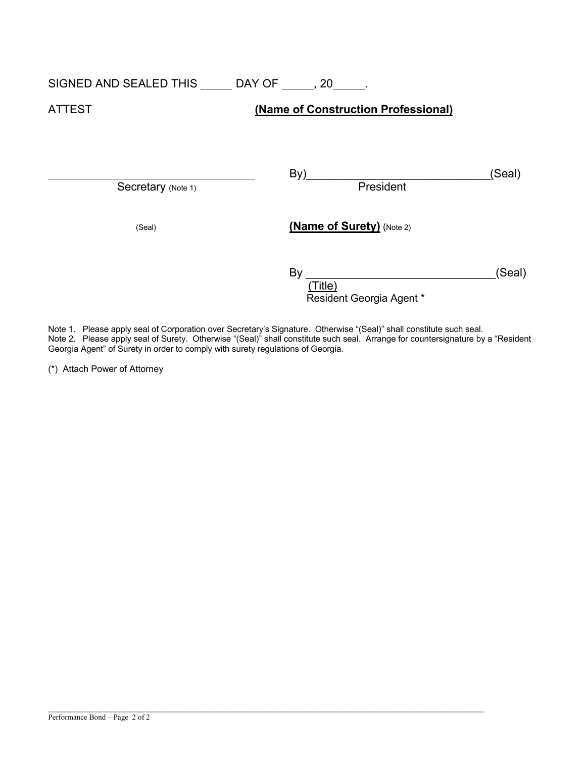SIGNED AND SEALED THIS _____ DAY OF _____, 20_____.

ATTEST **(Name of Construction Professional)**

_________________________________ By)_____________________________(Seal)

Secretary (Note 1) President

(Seal) **(Name of Surety)** (Note 2)

By ______________________________(Seal)

(Title)

Resident Georgia Agent *

Note 1. Please apply seal of Corporation over Secretary's Signature. Otherwise "(Seal)" shall constitute such seal.
Note 2. Please apply seal of Surety. Otherwise "(Seal)" shall constitute such seal. Arrange for countersignature by a "Resident Georgia Agent" of Surety in order to comply with surety regulations of Georgia.

(*) Attach Power of Attorney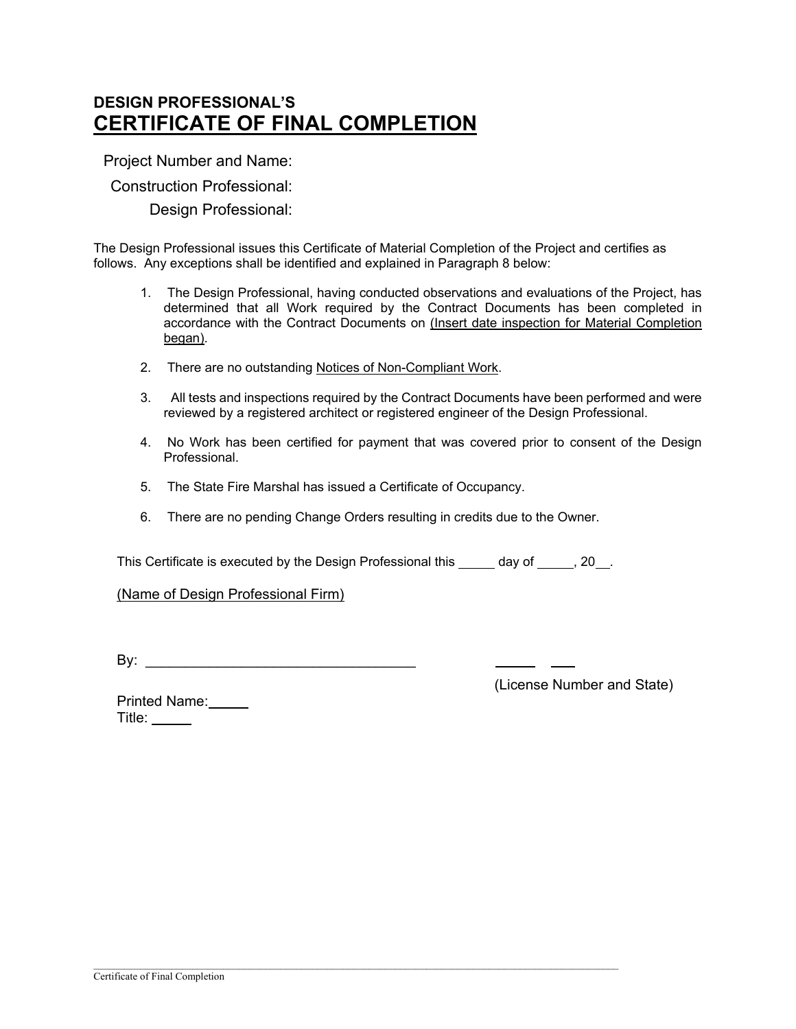**DESIGN PROFESSIONAL'S**

# CERTIFICATE OF FINAL COMPLETION

Project Number and Name:

Construction Professional:

Design Professional:

The Design Professional issues this Certificate of Material Completion of the Project and certifies as follows. Any exceptions shall be identified and explained in Paragraph 8 below:

1. The Design Professional, having conducted observations and evaluations of the Project, has determined that all Work required by the Contract Documents has been completed in accordance with the Contract Documents on (Insert date inspection for Material Completion began).

2. There are no outstanding Notices of Non-Compliant Work.

3. All tests and inspections required by the Contract Documents have been performed and were reviewed by a registered architect or registered engineer of the Design Professional.

4. No Work has been certified for payment that was covered prior to consent of the Design Professional.

5. The State Fire Marshal has issued a Certificate of Occupancy.

6. There are no pending Change Orders resulting in credits due to the Owner.

This Certificate is executed by the Design Professional this _____ day of _____, 20__.

(Name of Design Professional Firm)

By: ___________________________________

_____ ___

(License Number and State)

Printed Name:_____

Title: _____